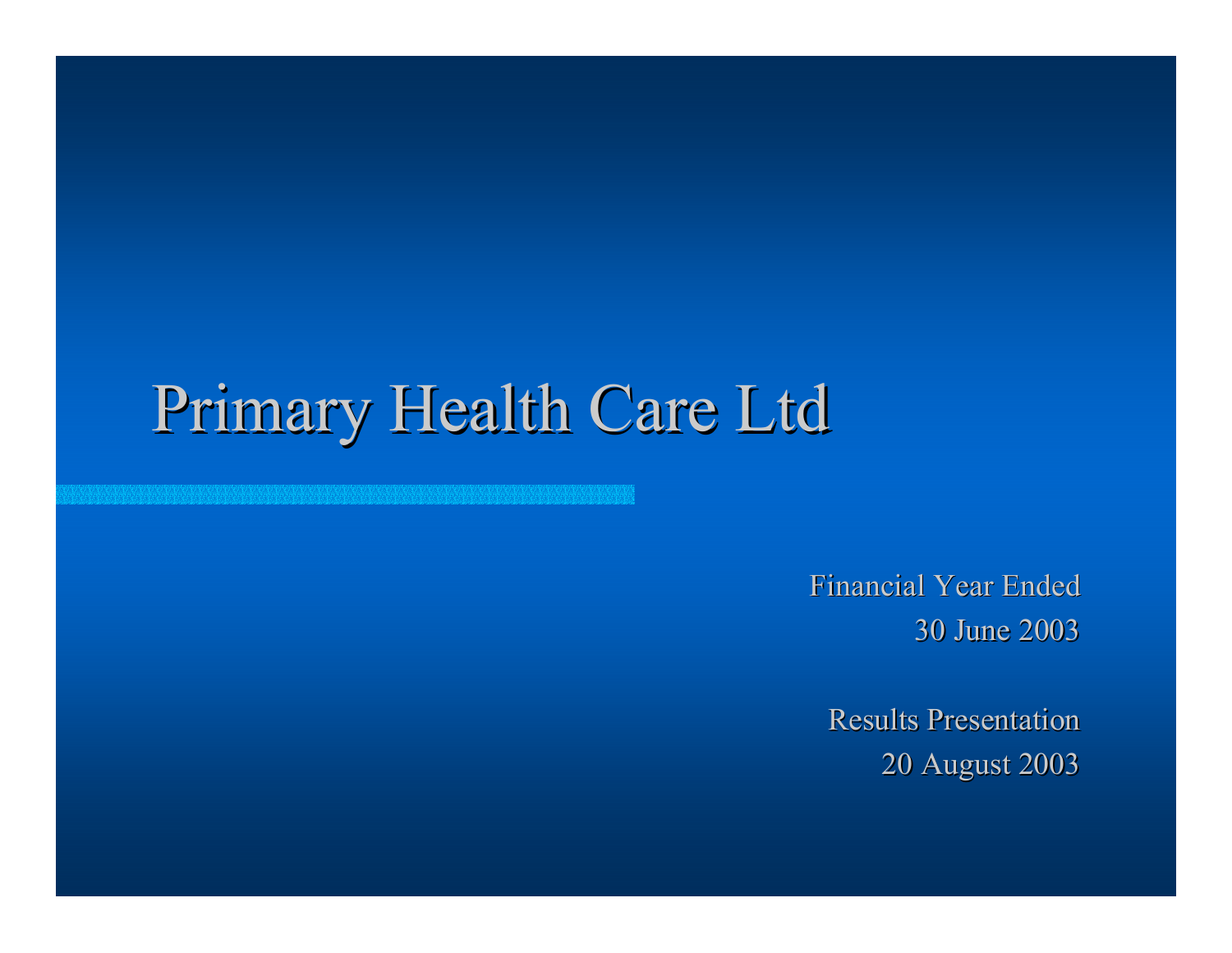# Primary Health Care Ltd

Financial Year Ended
30 June 2003

Results Presentation
20 August 2003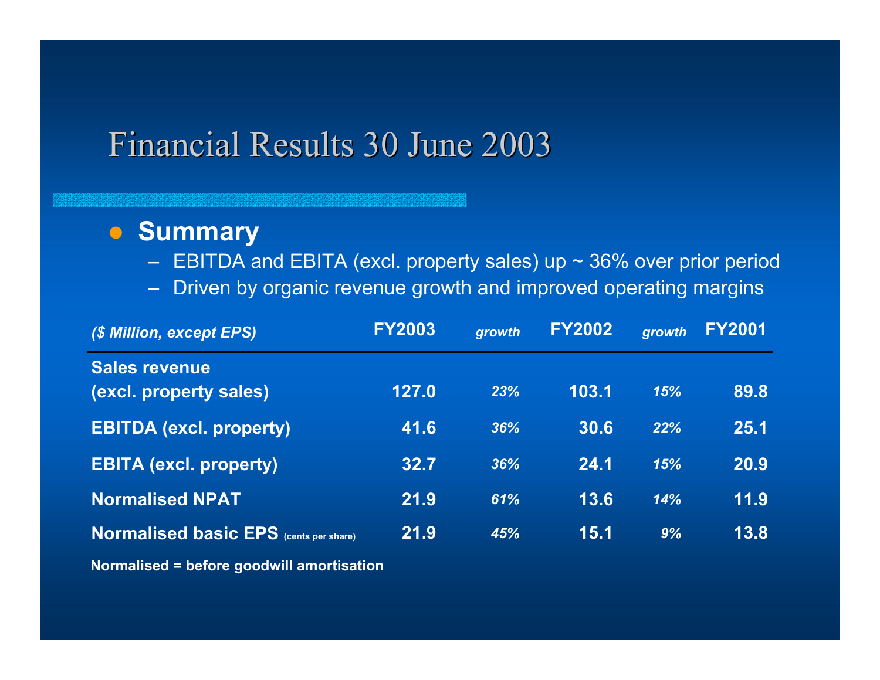# Financial Results 30 June 2003

- **Summary**
  - EBITDA and EBITA (excl. property sales) up ~ 36% over prior period
  - Driven by organic revenue growth and improved operating margins

| *($ Million, except EPS)* | FY2003 | *growth* | FY2002 | *growth* | FY2001 |
|---|---|---|---|---|---|
| **Sales revenue (excl. property sales)** | **127.0** | *23%* | **103.1** | *15%* | **89.8** |
| **EBITDA (excl. property)** | **41.6** | *36%* | **30.6** | *22%* | **25.1** |
| **EBITA (excl. property)** | **32.7** | *36%* | **24.1** | *15%* | **20.9** |
| **Normalised NPAT** | **21.9** | *61%* | **13.6** | *14%* | **11.9** |
| **Normalised basic EPS** (cents per share) | **21.9** | *45%* | **15.1** | *9%* | **13.8** |

**Normalised = before goodwill amortisation**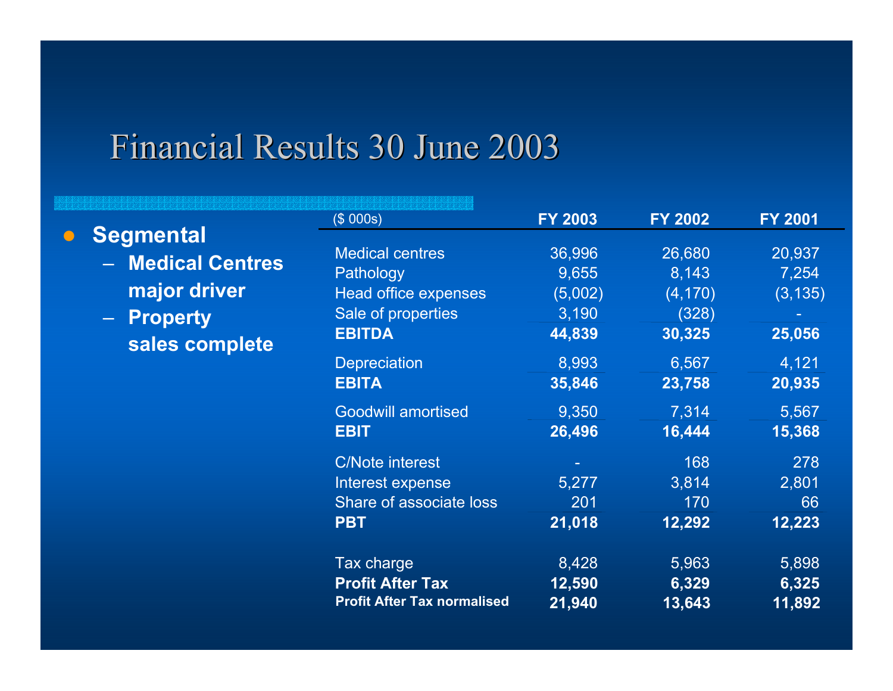# Financial Results 30 June 2003

- **Segmental**
  - **Medical Centres major driver**
  - **Property sales complete**

| ($ 000s) | FY 2003 | FY 2002 | FY 2001 |
|---|---|---|---|
| Medical centres | 36,996 | 26,680 | 20,937 |
| Pathology | 9,655 | 8,143 | 7,254 |
| Head office expenses | (5,002) | (4,170) | (3,135) |
| Sale of properties | 3,190 | (328) | - |
| **EBITDA** | **44,839** | **30,325** | **25,056** |
| Depreciation | 8,993 | 6,567 | 4,121 |
| **EBITA** | **35,846** | **23,758** | **20,935** |
| Goodwill amortised | 9,350 | 7,314 | 5,567 |
| **EBIT** | **26,496** | **16,444** | **15,368** |
| C/Note interest | - | 168 | 278 |
| Interest expense | 5,277 | 3,814 | 2,801 |
| Share of associate loss | 201 | 170 | 66 |
| **PBT** | **21,018** | **12,292** | **12,223** |
| Tax charge | 8,428 | 5,963 | 5,898 |
| **Profit After Tax** | **12,590** | **6,329** | **6,325** |
| **Profit After Tax normalised** | **21,940** | **13,643** | **11,892** |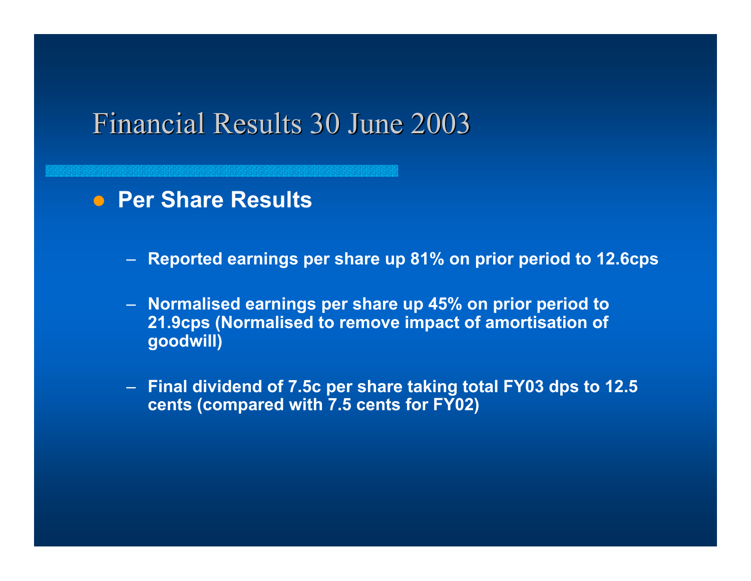# Financial Results 30 June 2003

- **Per Share Results**

  - **Reported earnings per share up 81% on prior period to 12.6cps**

  - **Normalised earnings per share up 45% on prior period to 21.9cps (Normalised to remove impact of amortisation of goodwill)**

  - **Final dividend of 7.5c per share taking total FY03 dps to 12.5 cents (compared with 7.5 cents for FY02)**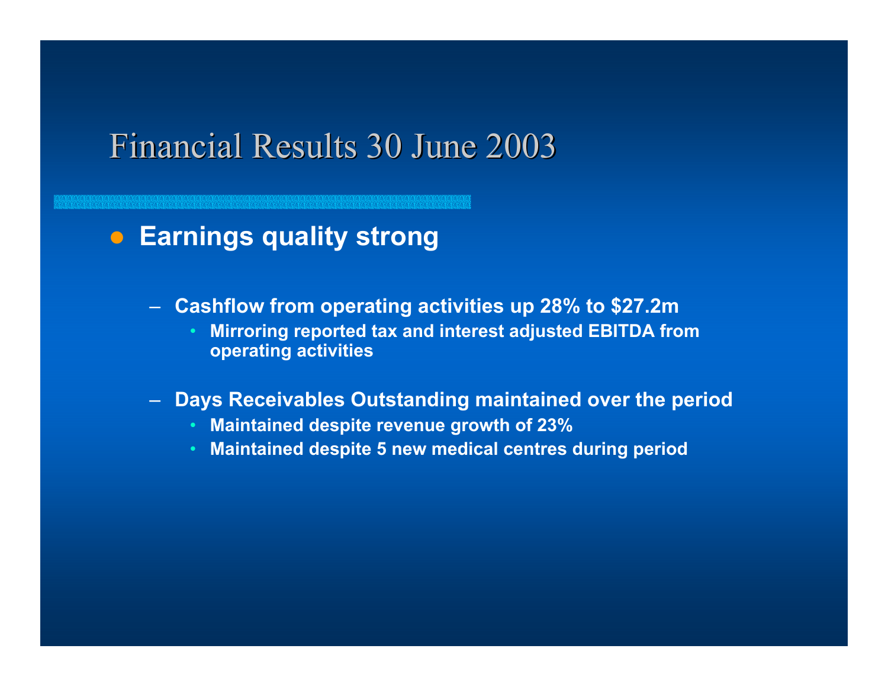# Financial Results 30 June 2003

- **Earnings quality strong**
  - **Cashflow from operating activities up 28% to $27.2m**
    - **Mirroring reported tax and interest adjusted EBITDA from operating activities**
  - **Days Receivables Outstanding maintained over the period**
    - **Maintained despite revenue growth of 23%**
    - **Maintained despite 5 new medical centres during period**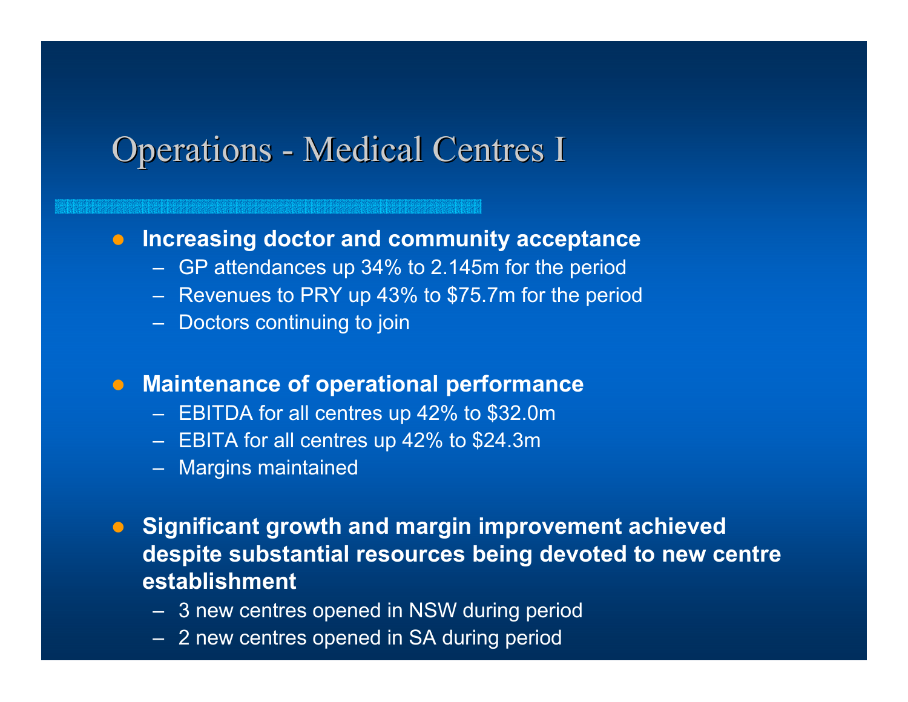# Operations - Medical Centres I

- **Increasing doctor and community acceptance**
  - GP attendances up 34% to 2.145m for the period
  - Revenues to PRY up 43% to $75.7m for the period
  - Doctors continuing to join

- **Maintenance of operational performance**
  - EBITDA for all centres up 42% to $32.0m
  - EBITA for all centres up 42% to $24.3m
  - Margins maintained

- **Significant growth and margin improvement achieved despite substantial resources being devoted to new centre establishment**
  - 3 new centres opened in NSW during period
  - 2 new centres opened in SA during period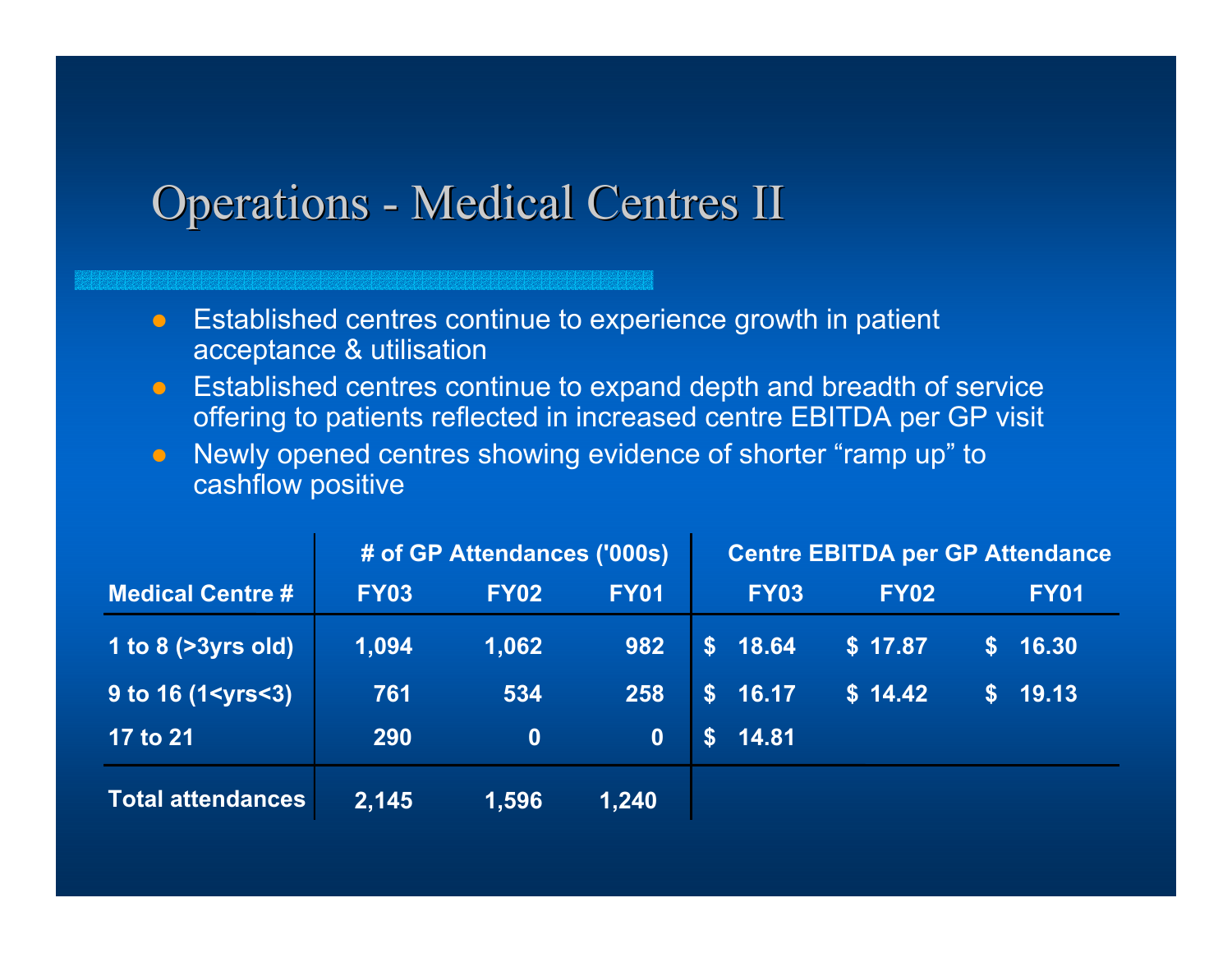# Operations - Medical Centres II

- Established centres continue to experience growth in patient acceptance & utilisation
- Established centres continue to expand depth and breadth of service offering to patients reflected in increased centre EBITDA per GP visit
- Newly opened centres showing evidence of shorter “ramp up” to cashflow positive

| | # of GP Attendances ('000s) | | | Centre EBITDA per GP Attendance | | |
|---|---|---|---|---|---|---|
| **Medical Centre #** | **FY03** | **FY02** | **FY01** | **FY03** | **FY02** | **FY01** |
| **1 to 8 (>3yrs old)** | 1,094 | 1,062 | 982 | $ 18.64 | $ 17.87 | $ 16.30 |
| **9 to 16 (1<yrs<3)** | 761 | 534 | 258 | $ 16.17 | $ 14.42 | $ 19.13 |
| **17 to 21** | 290 | 0 | 0 | $ 14.81 | | |
| **Total attendances** | 2,145 | 1,596 | 1,240 | | | |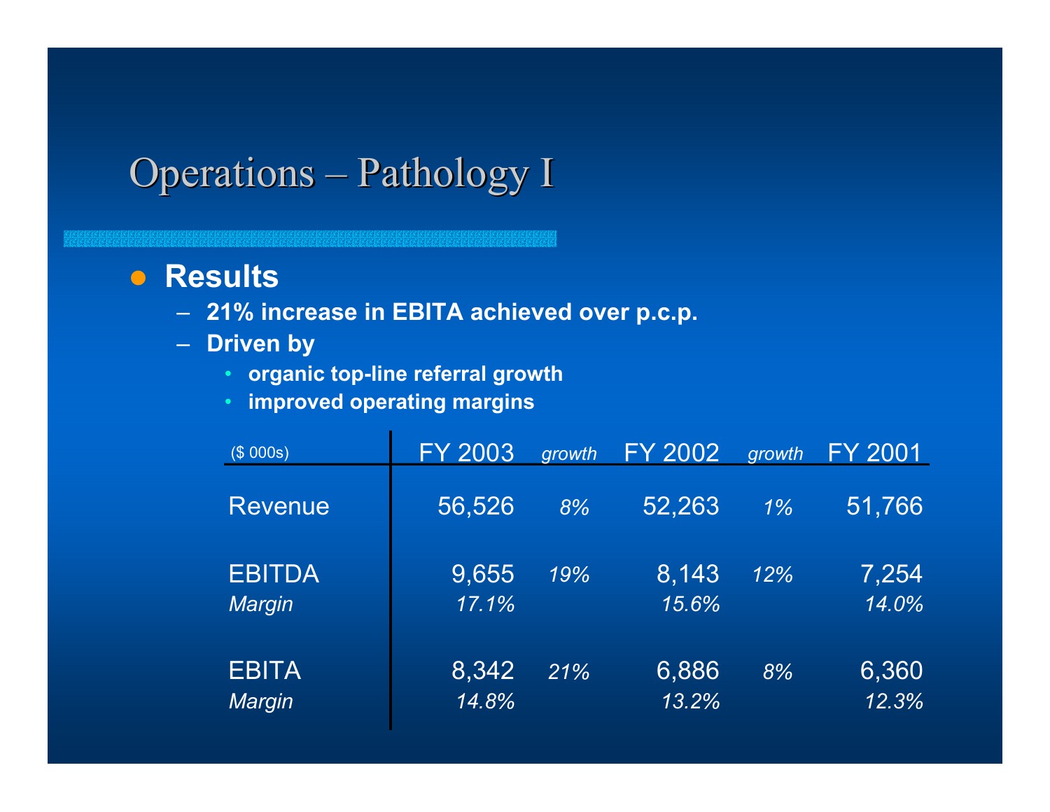# Operations – Pathology I

- **Results**
  - **21% increase in EBITA achieved over p.c.p.**
  - **Driven by**
    - **organic top-line referral growth**
    - **improved operating margins**

| ($ 000s) | FY 2003 | *growth* | FY 2002 | *growth* | FY 2001 |
|---|---|---|---|---|---|
| Revenue | 56,526 | *8%* | 52,263 | *1%* | 51,766 |
| EBITDA | 9,655 | *19%* | 8,143 | *12%* | 7,254 |
| *Margin* | *17.1%* | | *15.6%* | | *14.0%* |
| EBITA | 8,342 | *21%* | 6,886 | *8%* | 6,360 |
| *Margin* | *14.8%* | | *13.2%* | | *12.3%* |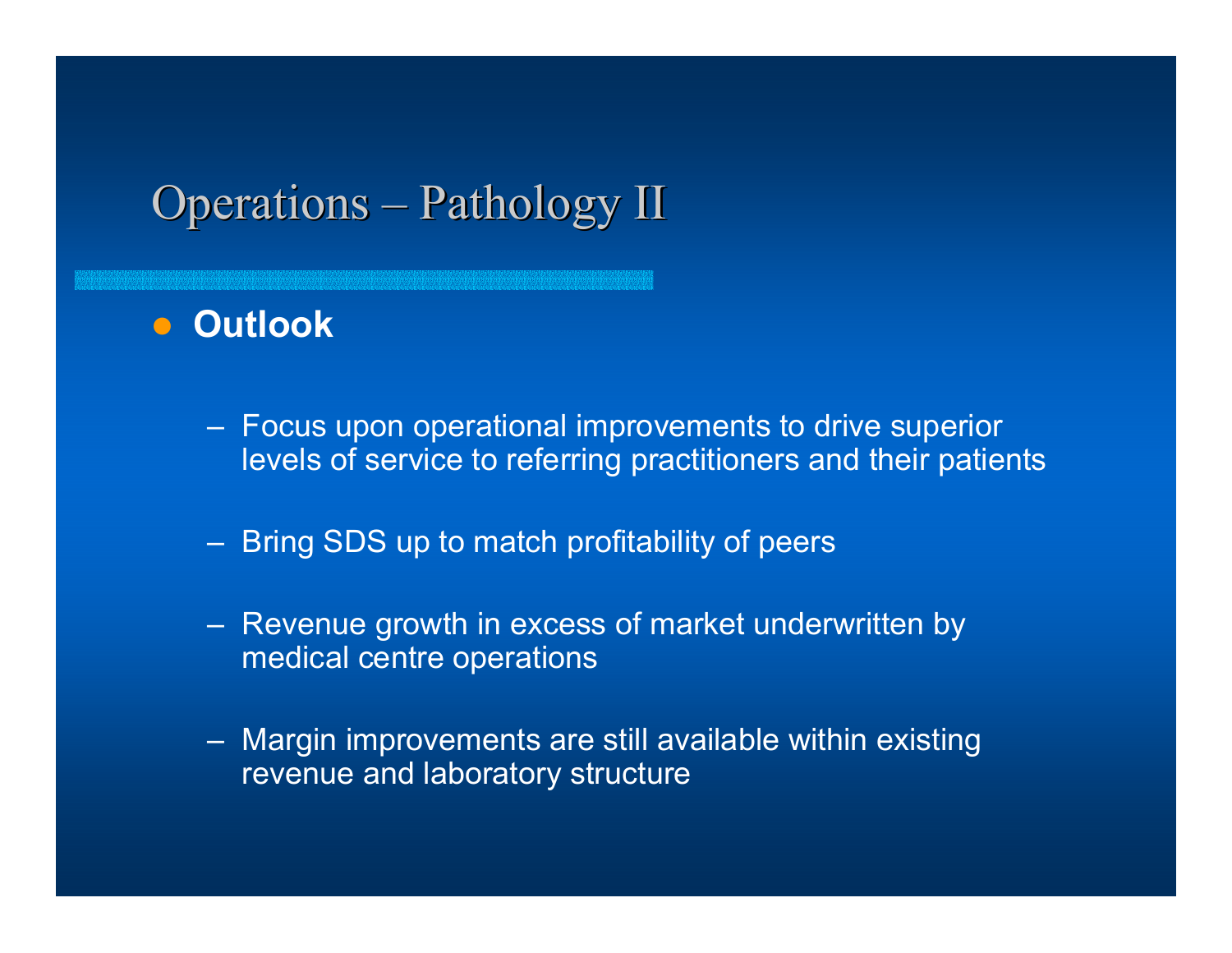# Operations – Pathology II

- **Outlook**
  - Focus upon operational improvements to drive superior levels of service to referring practitioners and their patients
  - Bring SDS up to match profitability of peers
  - Revenue growth in excess of market underwritten by medical centre operations
  - Margin improvements are still available within existing revenue and laboratory structure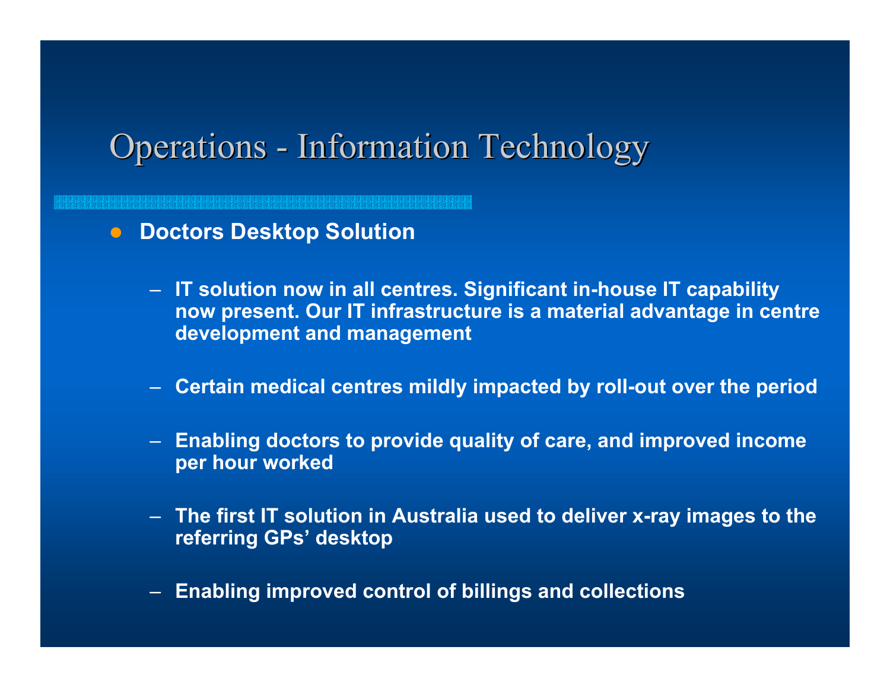# Operations - Information Technology

- **Doctors Desktop Solution**
  - **IT solution now in all centres. Significant in-house IT capability now present. Our IT infrastructure is a material advantage in centre development and management**
  - **Certain medical centres mildly impacted by roll-out over the period**
  - **Enabling doctors to provide quality of care, and improved income per hour worked**
  - **The first IT solution in Australia used to deliver x-ray images to the referring GPs' desktop**
  - **Enabling improved control of billings and collections**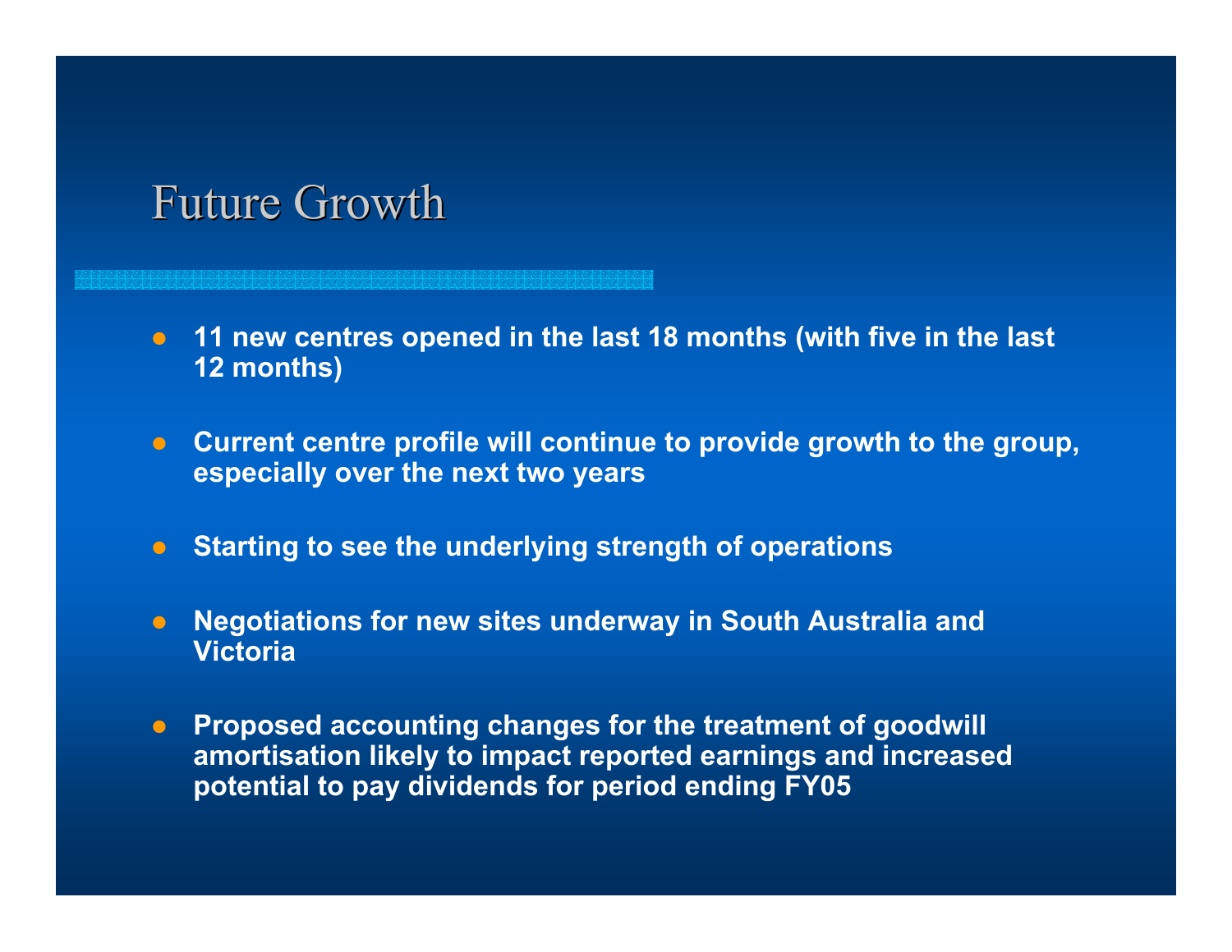# Future Growth

- **11 new centres opened in the last 18 months (with five in the last 12 months)**
- **Current centre profile will continue to provide growth to the group, especially over the next two years**
- **Starting to see the underlying strength of operations**
- **Negotiations for new sites underway in South Australia and Victoria**
- **Proposed accounting changes for the treatment of goodwill amortisation likely to impact reported earnings and increased potential to pay dividends for period ending FY05**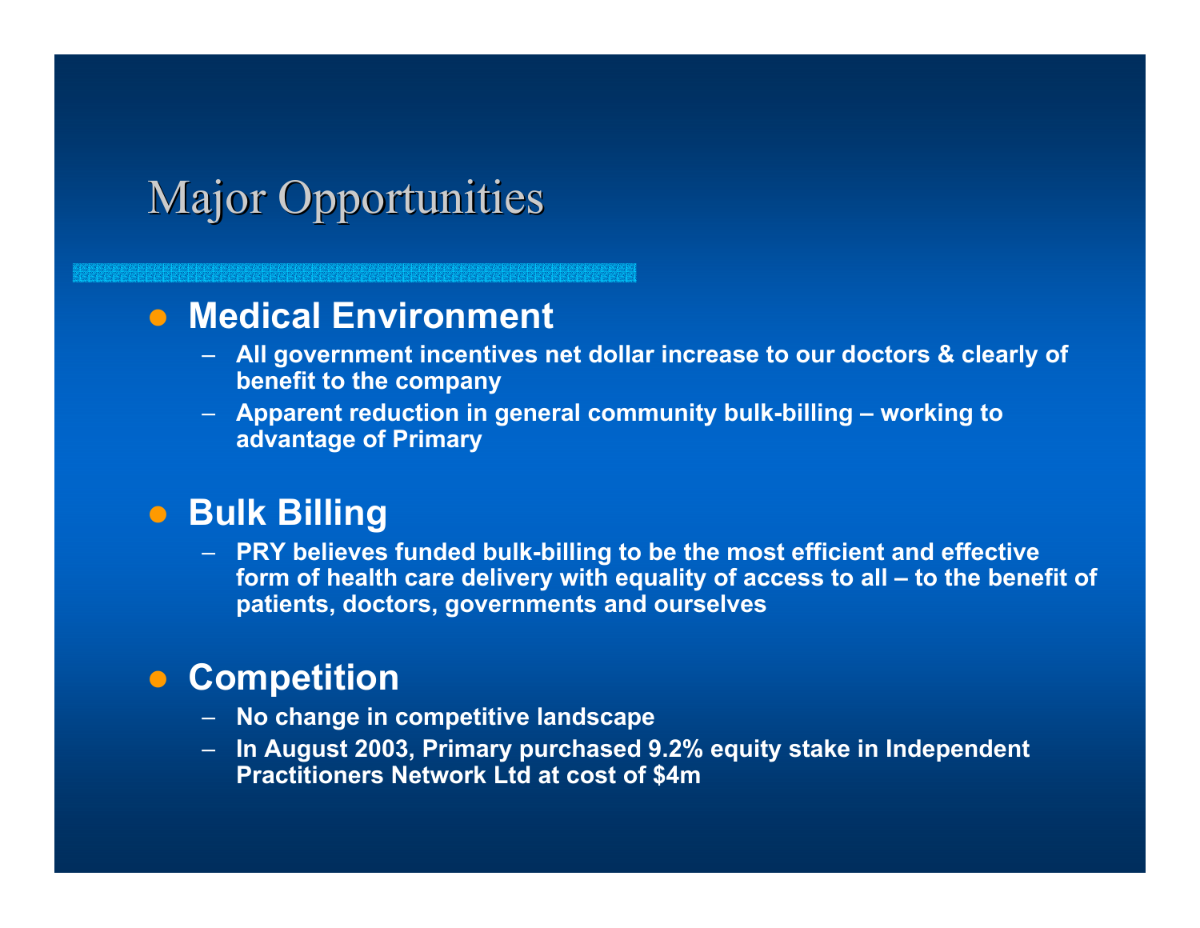# Major Opportunities

- **Medical Environment**
  - All government incentives net dollar increase to our doctors & clearly of benefit to the company
  - Apparent reduction in general community bulk-billing – working to advantage of Primary
- **Bulk Billing**
  - PRY believes funded bulk-billing to be the most efficient and effective form of health care delivery with equality of access to all – to the benefit of patients, doctors, governments and ourselves
- **Competition**
  - No change in competitive landscape
  - In August 2003, Primary purchased 9.2% equity stake in Independent Practitioners Network Ltd at cost of $4m